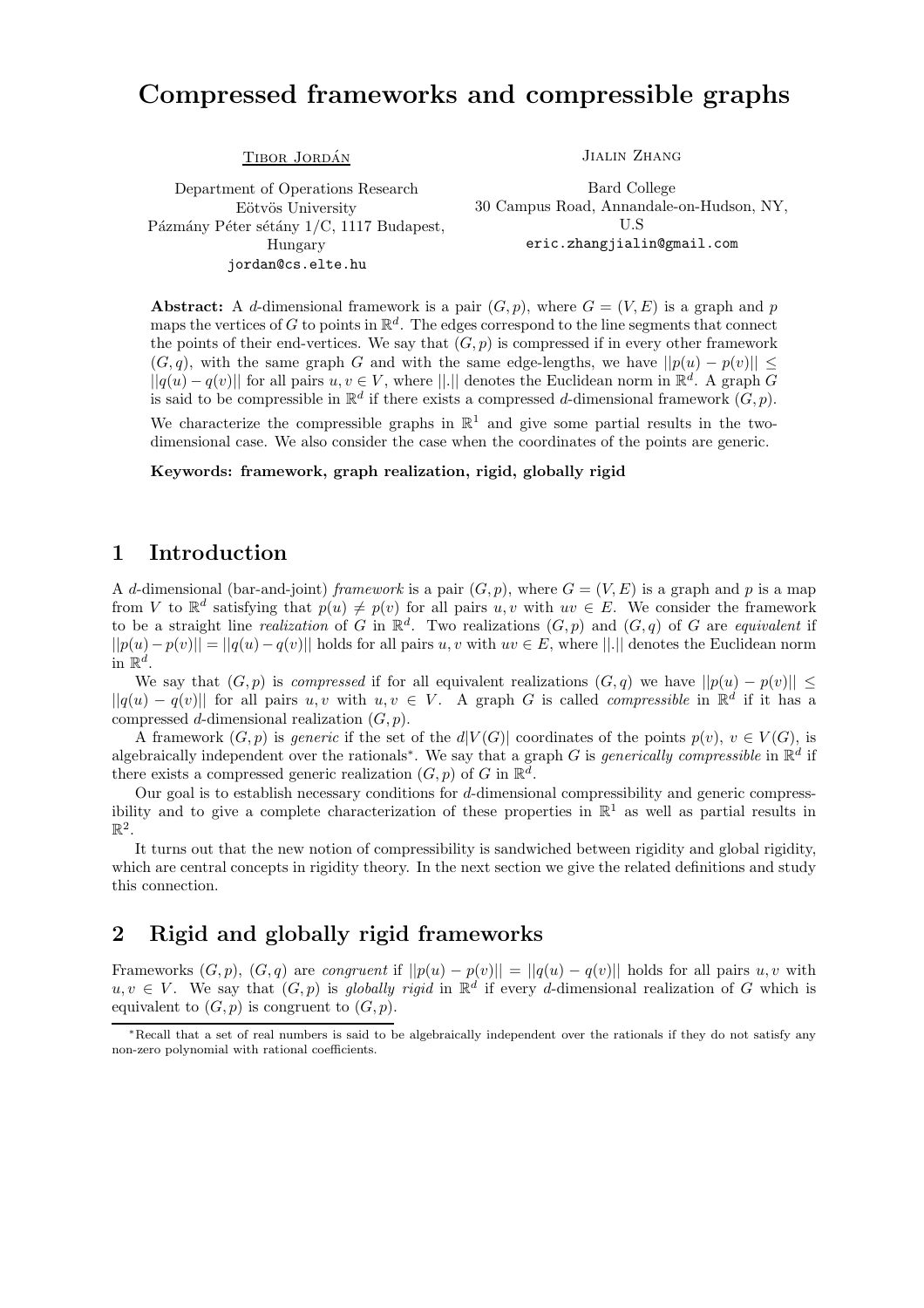# Compressed frameworks and compressible graphs

Tibor Jordán

Department of Operations Research
Eötvös University
Pázmány Péter sétány 1/C, 1117 Budapest, Hungary
jordan@cs.elte.hu

Jialin Zhang

Bard College
30 Campus Road, Annandale-on-Hudson, NY, U.S
eric.zhangjialin@gmail.com

**Abstract:** A $d$-dimensional framework is a pair $(G, p)$, where $G = (V, E)$ is a graph and $p$ maps the vertices of $G$ to points in $\mathbb{R}^d$. The edges correspond to the line segments that connect the points of their end-vertices. We say that $(G, p)$ is compressed if in every other framework $(G, q)$, with the same graph $G$ and with the same edge-lengths, we have $||p(u) - p(v)|| \leq ||q(u) - q(v)||$ for all pairs $u, v \in V$, where $||.||$ denotes the Euclidean norm in $\mathbb{R}^d$. A graph $G$ is said to be compressible in $\mathbb{R}^d$ if there exists a compressed $d$-dimensional framework $(G, p)$.

We characterize the compressible graphs in $\mathbb{R}^1$ and give some partial results in the two-dimensional case. We also consider the case when the coordinates of the points are generic.

**Keywords: framework, graph realization, rigid, globally rigid**

## 1 Introduction

A $d$-dimensional (bar-and-joint) *framework* is a pair $(G, p)$, where $G = (V, E)$ is a graph and $p$ is a map from $V$ to $\mathbb{R}^d$ satisfying that $p(u) \neq p(v)$ for all pairs $u, v$ with $uv \in E$. We consider the framework to be a straight line *realization* of $G$ in $\mathbb{R}^d$. Two realizations $(G, p)$ and $(G, q)$ of $G$ are *equivalent* if $||p(u) - p(v)|| = ||q(u) - q(v)||$ holds for all pairs $u, v$ with $uv \in E$, where $||.||$ denotes the Euclidean norm in $\mathbb{R}^d$.

We say that $(G, p)$ is *compressed* if for all equivalent realizations $(G, q)$ we have $||p(u) - p(v)|| \leq ||q(u) - q(v)||$ for all pairs $u, v$ with $u, v \in V$. A graph $G$ is called *compressible* in $\mathbb{R}^d$ if it has a compressed $d$-dimensional realization $(G, p)$.

A framework $(G, p)$ is *generic* if the set of the $d|V(G)|$ coordinates of the points $p(v)$, $v \in V(G)$, is algebraically independent over the rationals*. We say that a graph $G$ is *generically compressible* in $\mathbb{R}^d$ if there exists a compressed generic realization $(G, p)$ of $G$ in $\mathbb{R}^d$.

Our goal is to establish necessary conditions for $d$-dimensional compressibility and generic compressibility and to give a complete characterization of these properties in $\mathbb{R}^1$ as well as partial results in $\mathbb{R}^2$.

It turns out that the new notion of compressibility is sandwiched between rigidity and global rigidity, which are central concepts in rigidity theory. In the next section we give the related definitions and study this connection.

## 2 Rigid and globally rigid frameworks

Frameworks $(G, p)$, $(G, q)$ are *congruent* if $||p(u) - p(v)|| = ||q(u) - q(v)||$ holds for all pairs $u, v$ with $u, v \in V$. We say that $(G, p)$ is *globally rigid* in $\mathbb{R}^d$ if every $d$-dimensional realization of $G$ which is equivalent to $(G, p)$ is congruent to $(G, p)$.

*Recall that a set of real numbers is said to be algebraically independent over the rationals if they do not satisfy any non-zero polynomial with rational coefficients.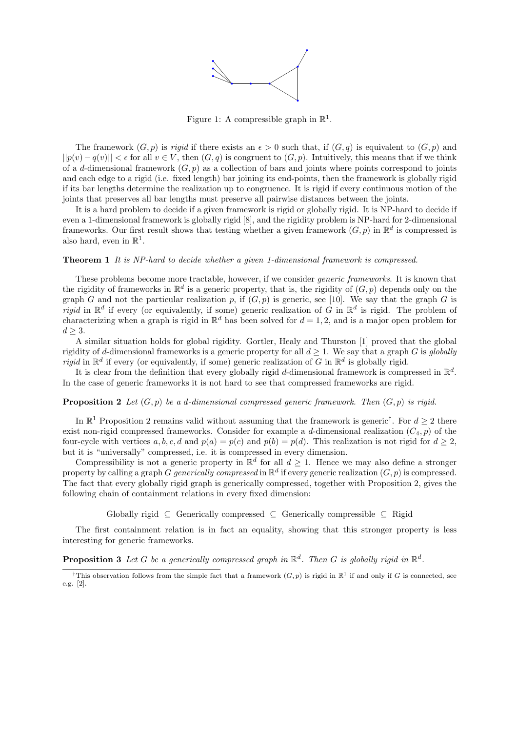Figure 1: A compressible graph in $\mathbb{R}^1$.

The framework $(G, p)$ is *rigid* if there exists an $\epsilon > 0$ such that, if $(G, q)$ is equivalent to $(G, p)$ and $||p(v) - q(v)|| < \epsilon$ for all $v \in V$, then $(G, q)$ is congruent to $(G, p)$. Intuitively, this means that if we think of a $d$-dimensional framework $(G, p)$ as a collection of bars and joints where points correspond to joints and each edge to a rigid (i.e. fixed length) bar joining its end-points, then the framework is globally rigid if its bar lengths determine the realization up to congruence. It is rigid if every continuous motion of the joints that preserves all bar lengths must preserve all pairwise distances between the joints.

It is a hard problem to decide if a given framework is rigid or globally rigid. It is NP-hard to decide if even a 1-dimensional framework is globally rigid [8], and the rigidity problem is NP-hard for 2-dimensional frameworks. Our first result shows that testing whether a given framework $(G, p)$ in $\mathbb{R}^d$ is compressed is also hard, even in $\mathbb{R}^1$.

**Theorem 1** *It is NP-hard to decide whether a given 1-dimensional framework is compressed.*

These problems become more tractable, however, if we consider *generic frameworks*. It is known that the rigidity of frameworks in $\mathbb{R}^d$ is a generic property, that is, the rigidity of $(G, p)$ depends only on the graph $G$ and not the particular realization $p$, if $(G, p)$ is generic, see [10]. We say that the graph $G$ is *rigid* in $\mathbb{R}^d$ if every (or equivalently, if some) generic realization of $G$ in $\mathbb{R}^d$ is rigid. The problem of characterizing when a graph is rigid in $\mathbb{R}^d$ has been solved for $d = 1, 2$, and is a major open problem for $d \geq 3$.

A similar situation holds for global rigidity. Gortler, Healy and Thurston [1] proved that the global rigidity of $d$-dimensional frameworks is a generic property for all $d \geq 1$. We say that a graph $G$ is *globally rigid* in $\mathbb{R}^d$ if every (or equivalently, if some) generic realization of $G$ in $\mathbb{R}^d$ is globally rigid.

It is clear from the definition that every globally rigid $d$-dimensional framework is compressed in $\mathbb{R}^d$. In the case of generic frameworks it is not hard to see that compressed frameworks are rigid.

**Proposition 2** *Let $(G, p)$ be a $d$-dimensional compressed generic framework. Then $(G, p)$ is rigid.*

In $\mathbb{R}^1$ Proposition 2 remains valid without assuming that the framework is generic[†]. For $d \geq 2$ there exist non-rigid compressed frameworks. Consider for example a $d$-dimensional realization $(C_4, p)$ of the four-cycle with vertices $a, b, c, d$ and $p(a) = p(c)$ and $p(b) = p(d)$. This realization is not rigid for $d \geq 2$, but it is "universally" compressed, i.e. it is compressed in every dimension.

Compressibility is not a generic property in $\mathbb{R}^d$ for all $d \geq 1$. Hence we may also define a stronger property by calling a graph $G$ *generically compressed* in $\mathbb{R}^d$ if every generic realization $(G, p)$ is compressed. The fact that every globally rigid graph is generically compressed, together with Proposition 2, gives the following chain of containment relations in every fixed dimension:

$$\text{Globally rigid} \subseteq \text{Generically compressed} \subseteq \text{Generically compressible} \subseteq \text{Rigid}$$

The first containment relation is in fact an equality, showing that this stronger property is less interesting for generic frameworks.

**Proposition 3** *Let $G$ be a generically compressed graph in $\mathbb{R}^d$. Then $G$ is globally rigid in $\mathbb{R}^d$.*

[†]This observation follows from the simple fact that a framework $(G, p)$ is rigid in $\mathbb{R}^1$ if and only if $G$ is connected, see e.g. [2].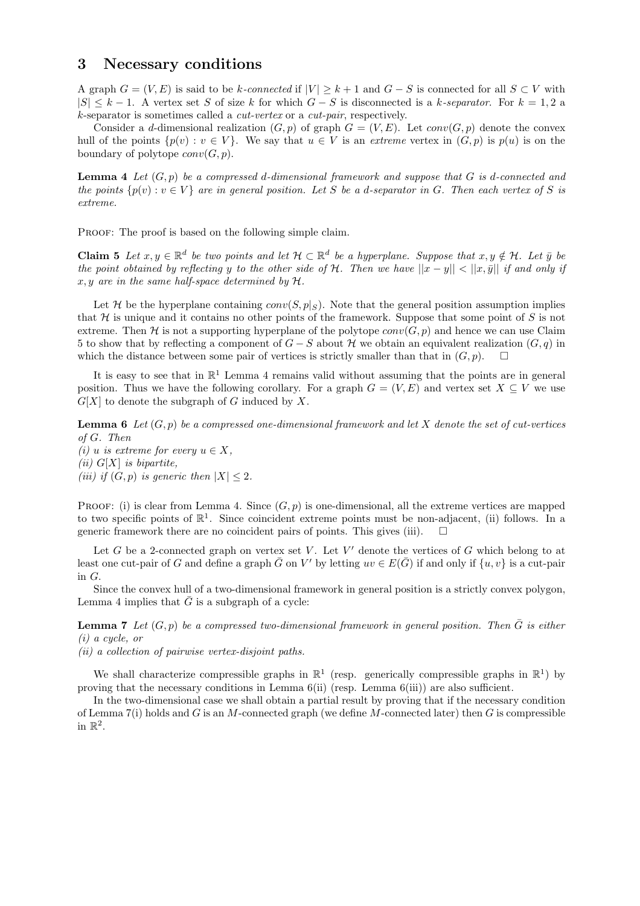## 3 Necessary conditions

A graph $G = (V, E)$ is said to be *k-connected* if $|V| \geq k + 1$ and $G - S$ is connected for all $S \subset V$ with $|S| \leq k - 1$. A vertex set $S$ of size $k$ for which $G - S$ is disconnected is a *k-separator*. For $k = 1, 2$ a $k$-separator is sometimes called a *cut-vertex* or a *cut-pair*, respectively.

Consider a $d$-dimensional realization $(G, p)$ of graph $G = (V, E)$. Let $conv(G, p)$ denote the convex hull of the points $\{p(v) : v \in V\}$. We say that $u \in V$ is an *extreme* vertex in $(G, p)$ is $p(u)$ is on the boundary of polytope $conv(G, p)$.

**Lemma 4** *Let $(G, p)$ be a compressed $d$-dimensional framework and suppose that $G$ is $d$-connected and the points $\{p(v) : v \in V\}$ are in general position. Let $S$ be a $d$-separator in $G$. Then each vertex of $S$ is extreme.*

Proof: The proof is based on the following simple claim.

**Claim 5** *Let $x, y \in \mathbb{R}^d$ be two points and let $\mathcal{H} \subset \mathbb{R}^d$ be a hyperplane. Suppose that $x, y \notin \mathcal{H}$. Let $\bar{y}$ be the point obtained by reflecting $y$ to the other side of $\mathcal{H}$. Then we have $||x - y|| < ||x, \bar{y}||$ if and only if $x, y$ are in the same half-space determined by $\mathcal{H}$.*

Let $\mathcal{H}$ be the hyperplane containing $conv(S, p|_S)$. Note that the general position assumption implies that $\mathcal{H}$ is unique and it contains no other points of the framework. Suppose that some point of $S$ is not extreme. Then $\mathcal{H}$ is not a supporting hyperplane of the polytope $conv(G, p)$ and hence we can use Claim 5 to show that by reflecting a component of $G - S$ about $\mathcal{H}$ we obtain an equivalent realization $(G, q)$ in which the distance between some pair of vertices is strictly smaller than that in $(G, p)$. $\square$

It is easy to see that in $\mathbb{R}^1$ Lemma 4 remains valid without assuming that the points are in general position. Thus we have the following corollary. For a graph $G = (V, E)$ and vertex set $X \subseteq V$ we use $G[X]$ to denote the subgraph of $G$ induced by $X$.

**Lemma 6** *Let $(G, p)$ be a compressed one-dimensional framework and let $X$ denote the set of cut-vertices of $G$. Then*
*(i) $u$ is extreme for every $u \in X$,*
*(ii) $G[X]$ is bipartite,*
*(iii) if $(G, p)$ is generic then $|X| \leq 2$.*

Proof: (i) is clear from Lemma 4. Since $(G, p)$ is one-dimensional, all the extreme vertices are mapped to two specific points of $\mathbb{R}^1$. Since coincident extreme points must be non-adjacent, (ii) follows. In a generic framework there are no coincident pairs of points. This gives (iii). $\square$

Let $G$ be a 2-connected graph on vertex set $V$. Let $V'$ denote the vertices of $G$ which belong to at least one cut-pair of $G$ and define a graph $\bar{G}$ on $V'$ by letting $uv \in E(\bar{G})$ if and only if $\{u, v\}$ is a cut-pair in $G$.

Since the convex hull of a two-dimensional framework in general position is a strictly convex polygon, Lemma 4 implies that $\bar{G}$ is a subgraph of a cycle:

**Lemma 7** *Let $(G, p)$ be a compressed two-dimensional framework in general position. Then $\bar{G}$ is either*
*(i) a cycle, or*
*(ii) a collection of pairwise vertex-disjoint paths.*

We shall characterize compressible graphs in $\mathbb{R}^1$ (resp. generically compressible graphs in $\mathbb{R}^1$) by proving that the necessary conditions in Lemma 6(ii) (resp. Lemma 6(iii)) are also sufficient.

In the two-dimensional case we shall obtain a partial result by proving that if the necessary condition of Lemma 7(i) holds and $G$ is an $M$-connected graph (we define $M$-connected later) then $G$ is compressible in $\mathbb{R}^2$.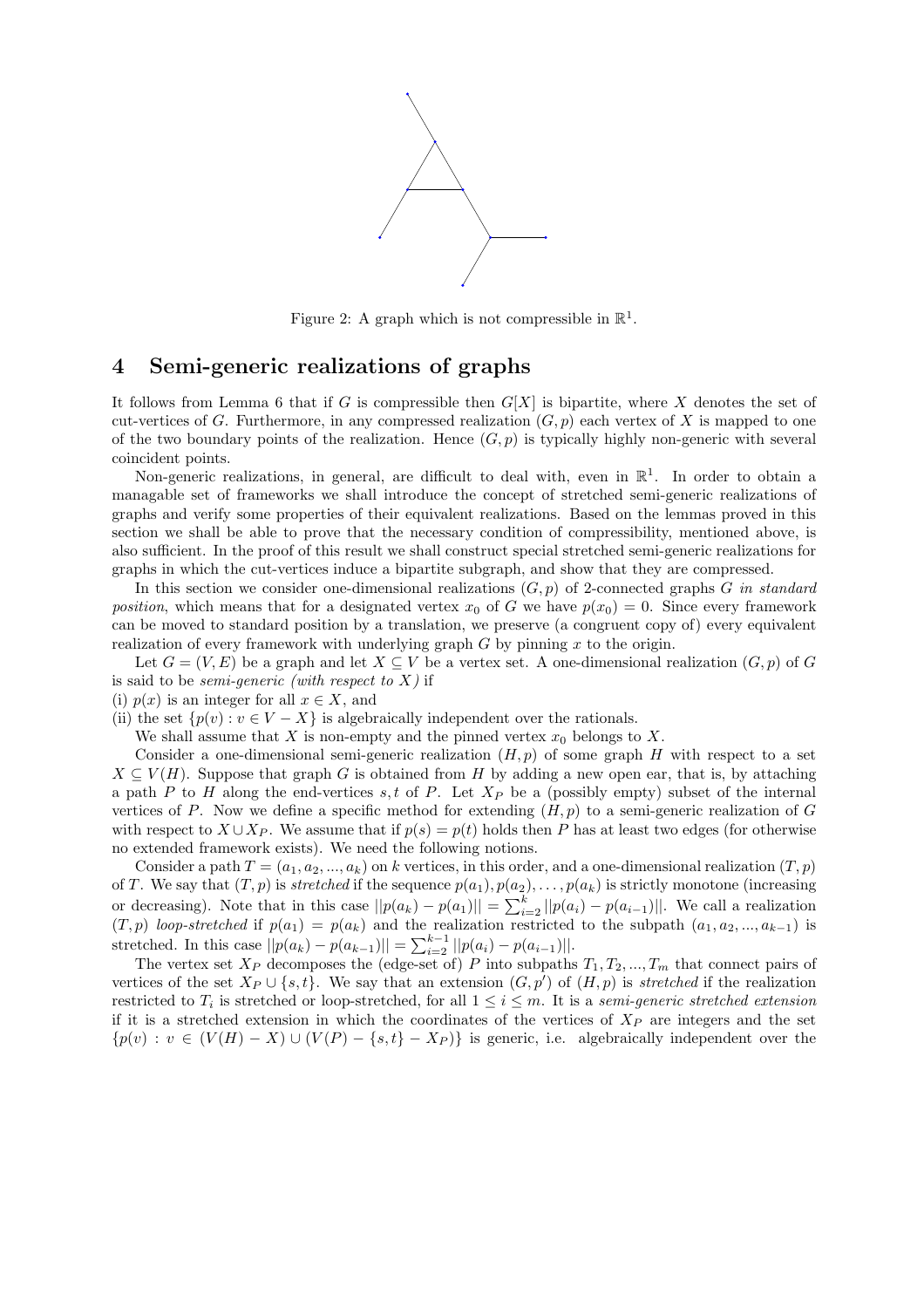Figure 2: A graph which is not compressible in $\mathbb{R}^1$.

## 4 Semi-generic realizations of graphs

It follows from Lemma 6 that if $G$ is compressible then $G[X]$ is bipartite, where $X$ denotes the set of cut-vertices of $G$. Furthermore, in any compressed realization $(G, p)$ each vertex of $X$ is mapped to one of the two boundary points of the realization. Hence $(G, p)$ is typically highly non-generic with several coincident points.

Non-generic realizations, in general, are difficult to deal with, even in $\mathbb{R}^1$. In order to obtain a managable set of frameworks we shall introduce the concept of stretched semi-generic realizations of graphs and verify some properties of their equivalent realizations. Based on the lemmas proved in this section we shall be able to prove that the necessary condition of compressibility, mentioned above, is also sufficient. In the proof of this result we shall construct special stretched semi-generic realizations for graphs in which the cut-vertices induce a bipartite subgraph, and show that they are compressed.

In this section we consider one-dimensional realizations $(G, p)$ of 2-connected graphs $G$ *in standard position*, which means that for a designated vertex $x_0$ of $G$ we have $p(x_0) = 0$. Since every framework can be moved to standard position by a translation, we preserve (a congruent copy of) every equivalent realization of every framework with underlying graph $G$ by pinning $x$ to the origin.

Let $G = (V, E)$ be a graph and let $X \subseteq V$ be a vertex set. A one-dimensional realization $(G, p)$ of $G$ is said to be *semi-generic (with respect to $X$)* if

(i) $p(x)$ is an integer for all $x \in X$, and

(ii) the set $\{p(v) : v \in V - X\}$ is algebraically independent over the rationals.

We shall assume that $X$ is non-empty and the pinned vertex $x_0$ belongs to $X$.

Consider a one-dimensional semi-generic realization $(H, p)$ of some graph $H$ with respect to a set $X \subseteq V(H)$. Suppose that graph $G$ is obtained from $H$ by adding a new open ear, that is, by attaching a path $P$ to $H$ along the end-vertices $s, t$ of $P$. Let $X_P$ be a (possibly empty) subset of the internal vertices of $P$. Now we define a specific method for extending $(H, p)$ to a semi-generic realization of $G$ with respect to $X \cup X_P$. We assume that if $p(s) = p(t)$ holds then $P$ has at least two edges (for otherwise no extended framework exists). We need the following notions.

Consider a path $T = (a_1, a_2, ..., a_k)$ on $k$ vertices, in this order, and a one-dimensional realization $(T, p)$ of $T$. We say that $(T, p)$ is *stretched* if the sequence $p(a_1), p(a_2), \ldots, p(a_k)$ is strictly monotone (increasing or decreasing). Note that in this case $||p(a_k) - p(a_1)|| = \sum_{i=2}^{k} ||p(a_i) - p(a_{i-1})||$. We call a realization $(T, p)$ *loop-stretched* if $p(a_1) = p(a_k)$ and the realization restricted to the subpath $(a_1, a_2, ..., a_{k-1})$ is stretched. In this case $||p(a_k) - p(a_{k-1})|| = \sum_{i=2}^{k-1} ||p(a_i) - p(a_{i-1})||$.

The vertex set $X_P$ decomposes the (edge-set of) $P$ into subpaths $T_1, T_2, ..., T_m$ that connect pairs of vertices of the set $X_P \cup \{s, t\}$. We say that an extension $(G, p')$ of $(H, p)$ is *stretched* if the realization restricted to $T_i$ is stretched or loop-stretched, for all $1 \le i \le m$. It is a *semi-generic stretched extension* if it is a stretched extension in which the coordinates of the vertices of $X_P$ are integers and the set $\{p(v) : v \in (V(H) - X) \cup (V(P) - \{s, t\} - X_P)\}$ is generic, i.e. algebraically independent over the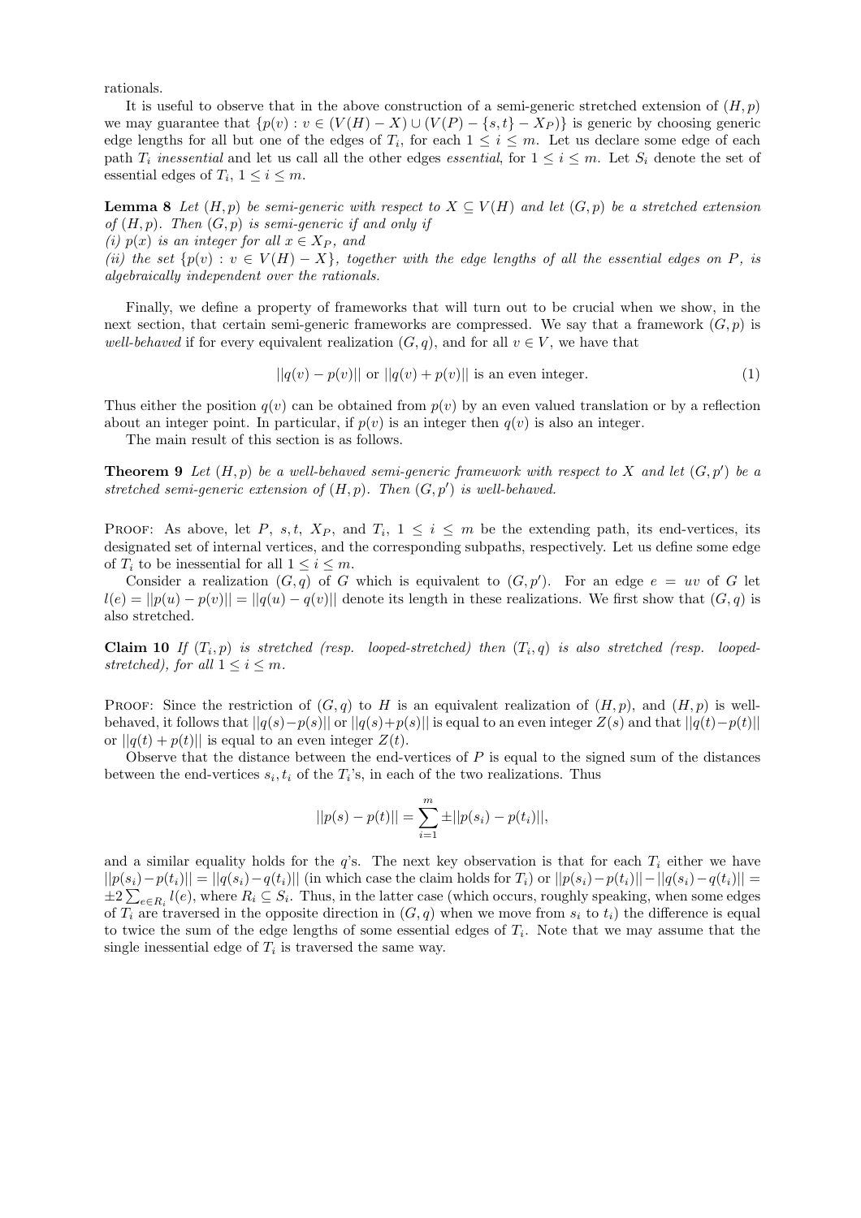rationals.

It is useful to observe that in the above construction of a semi-generic stretched extension of $(H, p)$ we may guarantee that $\{p(v) : v \in (V(H) - X) \cup (V(P) - \{s, t\} - X_P)\}$ is generic by choosing generic edge lengths for all but one of the edges of $T_i$, for each $1 \leq i \leq m$. Let us declare some edge of each path $T_i$ *inessential* and let us call all the other edges *essential*, for $1 \leq i \leq m$. Let $S_i$ denote the set of essential edges of $T_i$, $1 \leq i \leq m$.

**Lemma 8** *Let $(H, p)$ be semi-generic with respect to $X \subseteq V(H)$ and let $(G, p)$ be a stretched extension of $(H, p)$. Then $(G, p)$ is semi-generic if and only if*
*(i) $p(x)$ is an integer for all $x \in X_P$, and*
*(ii) the set $\{p(v) : v \in V(H) - X\}$, together with the edge lengths of all the essential edges on $P$, is algebraically independent over the rationals.*

Finally, we define a property of frameworks that will turn out to be crucial when we show, in the next section, that certain semi-generic frameworks are compressed. We say that a framework $(G, p)$ is *well-behaved* if for every equivalent realization $(G, q)$, and for all $v \in V$, we have that

$$||q(v) - p(v)|| \text{ or } ||q(v) + p(v)|| \text{ is an even integer.} \tag{1}$$

Thus either the position $q(v)$ can be obtained from $p(v)$ by an even valued translation or by a reflection about an integer point. In particular, if $p(v)$ is an integer then $q(v)$ is also an integer.

The main result of this section is as follows.

**Theorem 9** *Let $(H, p)$ be a well-behaved semi-generic framework with respect to $X$ and let $(G, p')$ be a stretched semi-generic extension of $(H, p)$. Then $(G, p')$ is well-behaved.*

Proof: As above, let $P$, $s, t$, $X_P$, and $T_i$, $1 \leq i \leq m$ be the extending path, its end-vertices, its designated set of internal vertices, and the corresponding subpaths, respectively. Let us define some edge of $T_i$ to be inessential for all $1 \leq i \leq m$.

Consider a realization $(G, q)$ of $G$ which is equivalent to $(G, p')$. For an edge $e = uv$ of $G$ let $l(e) = ||p(u) - p(v)|| = ||q(u) - q(v)||$ denote its length in these realizations. We first show that $(G, q)$ is also stretched.

**Claim 10** *If $(T_i, p)$ is stretched (resp. looped-stretched) then $(T_i, q)$ is also stretched (resp. looped-stretched), for all $1 \leq i \leq m$.*

Proof: Since the restriction of $(G, q)$ to $H$ is an equivalent realization of $(H, p)$, and $(H, p)$ is well-behaved, it follows that $||q(s) - p(s)||$ or $||q(s) + p(s)||$ is equal to an even integer $Z(s)$ and that $||q(t) - p(t)||$ or $||q(t) + p(t)||$ is equal to an even integer $Z(t)$.

Observe that the distance between the end-vertices of $P$ is equal to the signed sum of the distances between the end-vertices $s_i, t_i$ of the $T_i$'s, in each of the two realizations. Thus

$$||p(s) - p(t)|| = \sum_{i=1}^{m} \pm ||p(s_i) - p(t_i)||,$$

and a similar equality holds for the $q$'s. The next key observation is that for each $T_i$ either we have $||p(s_i) - p(t_i)|| = ||q(s_i) - q(t_i)||$ (in which case the claim holds for $T_i$) or $||p(s_i) - p(t_i)|| - ||q(s_i) - q(t_i)|| = \pm 2 \sum_{e \in R_i} l(e)$, where $R_i \subseteq S_i$. Thus, in the latter case (which occurs, roughly speaking, when some edges of $T_i$ are traversed in the opposite direction in $(G, q)$ when we move from $s_i$ to $t_i$) the difference is equal to twice the sum of the edge lengths of some essential edges of $T_i$. Note that we may assume that the single inessential edge of $T_i$ is traversed the same way.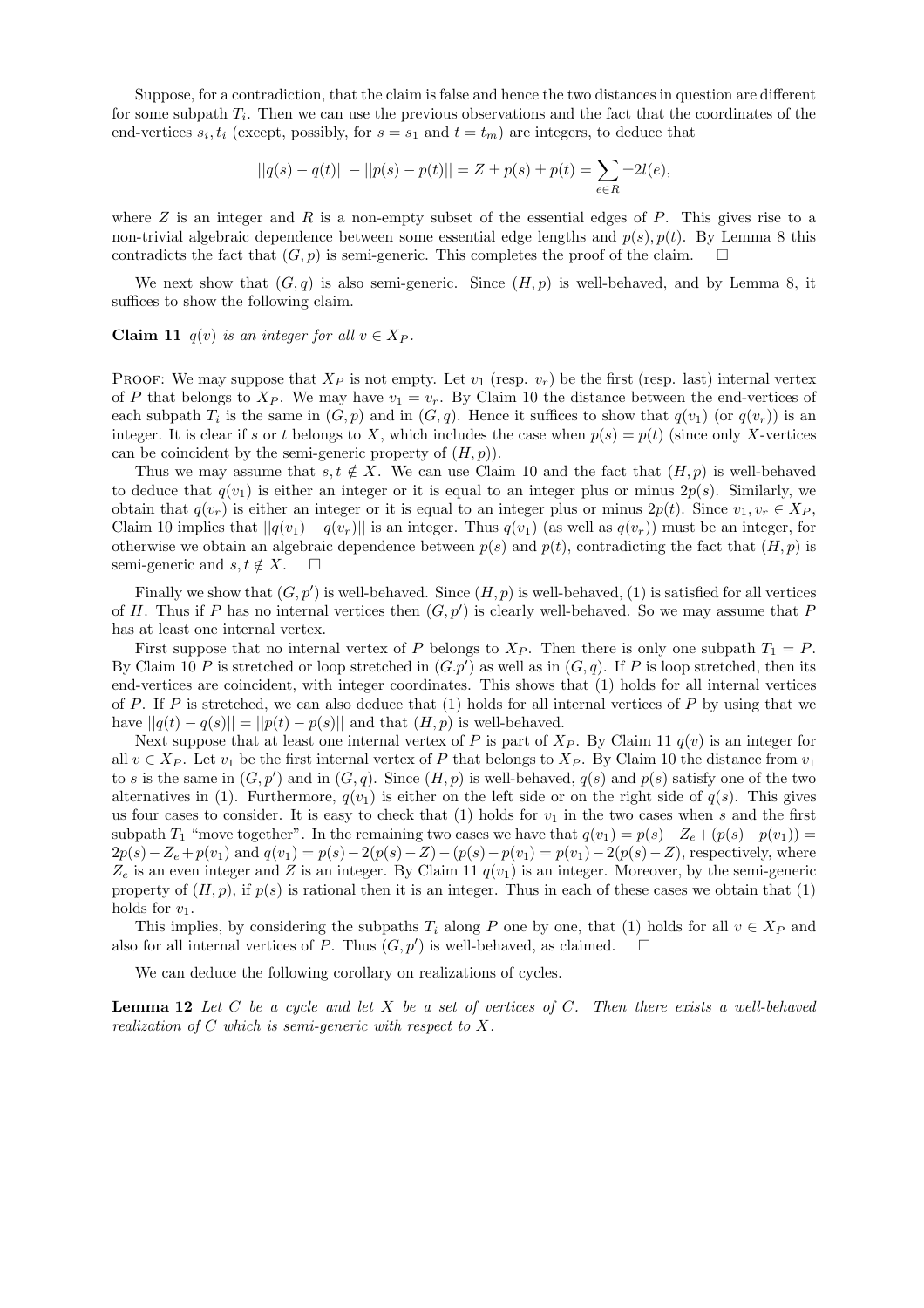Suppose, for a contradiction, that the claim is false and hence the two distances in question are different for some subpath $T_i$. Then we can use the previous observations and the fact that the coordinates of the end-vertices $s_i, t_i$ (except, possibly, for $s = s_1$ and $t = t_m$) are integers, to deduce that

$$||q(s) - q(t)|| - ||p(s) - p(t)|| = Z \pm p(s) \pm p(t) = \sum_{e \in R} \pm 2l(e),$$

where $Z$ is an integer and $R$ is a non-empty subset of the essential edges of $P$. This gives rise to a non-trivial algebraic dependence between some essential edge lengths and $p(s), p(t)$. By Lemma 8 this contradicts the fact that $(G, p)$ is semi-generic. This completes the proof of the claim. □

We next show that $(G, q)$ is also semi-generic. Since $(H, p)$ is well-behaved, and by Lemma 8, it suffices to show the following claim.

**Claim 11** *$q(v)$ is an integer for all $v \in X_P$.*

Proof: We may suppose that $X_P$ is not empty. Let $v_1$ (resp. $v_r$) be the first (resp. last) internal vertex of $P$ that belongs to $X_P$. We may have $v_1 = v_r$. By Claim 10 the distance between the end-vertices of each subpath $T_i$ is the same in $(G, p)$ and in $(G, q)$. Hence it suffices to show that $q(v_1)$ (or $q(v_r)$) is an integer. It is clear if $s$ or $t$ belongs to $X$, which includes the case when $p(s) = p(t)$ (since only $X$-vertices can be coincident by the semi-generic property of $(H, p)$).

Thus we may assume that $s, t \notin X$. We can use Claim 10 and the fact that $(H, p)$ is well-behaved to deduce that $q(v_1)$ is either an integer or it is equal to an integer plus or minus $2p(s)$. Similarly, we obtain that $q(v_r)$ is either an integer or it is equal to an integer plus or minus $2p(t)$. Since $v_1, v_r \in X_P$, Claim 10 implies that $||q(v_1) - q(v_r)||$ is an integer. Thus $q(v_1)$ (as well as $q(v_r)$) must be an integer, for otherwise we obtain an algebraic dependence between $p(s)$ and $p(t)$, contradicting the fact that $(H, p)$ is semi-generic and $s, t \notin X$. □

Finally we show that $(G, p')$ is well-behaved. Since $(H, p)$ is well-behaved, (1) is satisfied for all vertices of $H$. Thus if $P$ has no internal vertices then $(G, p')$ is clearly well-behaved. So we may assume that $P$ has at least one internal vertex.

First suppose that no internal vertex of $P$ belongs to $X_P$. Then there is only one subpath $T_1 = P$. By Claim 10 $P$ is stretched or loop stretched in $(G.p')$ as well as in $(G, q)$. If $P$ is loop stretched, then its end-vertices are coincident, with integer coordinates. This shows that (1) holds for all internal vertices of $P$. If $P$ is stretched, we can also deduce that (1) holds for all internal vertices of $P$ by using that we have $||q(t) - q(s)|| = ||p(t) - p(s)||$ and that $(H, p)$ is well-behaved.

Next suppose that at least one internal vertex of $P$ is part of $X_P$. By Claim 11 $q(v)$ is an integer for all $v \in X_P$. Let $v_1$ be the first internal vertex of $P$ that belongs to $X_P$. By Claim 10 the distance from $v_1$ to $s$ is the same in $(G, p')$ and in $(G, q)$. Since $(H, p)$ is well-behaved, $q(s)$ and $p(s)$ satisfy one of the two alternatives in (1). Furthermore, $q(v_1)$ is either on the left side or on the right side of $q(s)$. This gives us four cases to consider. It is easy to check that (1) holds for $v_1$ in the two cases when $s$ and the first subpath $T_1$ "move together". In the remaining two cases we have that $q(v_1) = p(s) - Z_e + (p(s) - p(v_1)) = 2p(s) - Z_e + p(v_1)$ and $q(v_1) = p(s) - 2(p(s) - Z) - (p(s) - p(v_1)) = p(v_1) - 2(p(s) - Z)$, respectively, where $Z_e$ is an even integer and $Z$ is an integer. By Claim 11 $q(v_1)$ is an integer. Moreover, by the semi-generic property of $(H, p)$, if $p(s)$ is rational then it is an integer. Thus in each of these cases we obtain that (1) holds for $v_1$.

This implies, by considering the subpaths $T_i$ along $P$ one by one, that (1) holds for all $v \in X_P$ and also for all internal vertices of $P$. Thus $(G, p')$ is well-behaved, as claimed. □

We can deduce the following corollary on realizations of cycles.

**Lemma 12** *Let $C$ be a cycle and let $X$ be a set of vertices of $C$. Then there exists a well-behaved realization of $C$ which is semi-generic with respect to $X$.*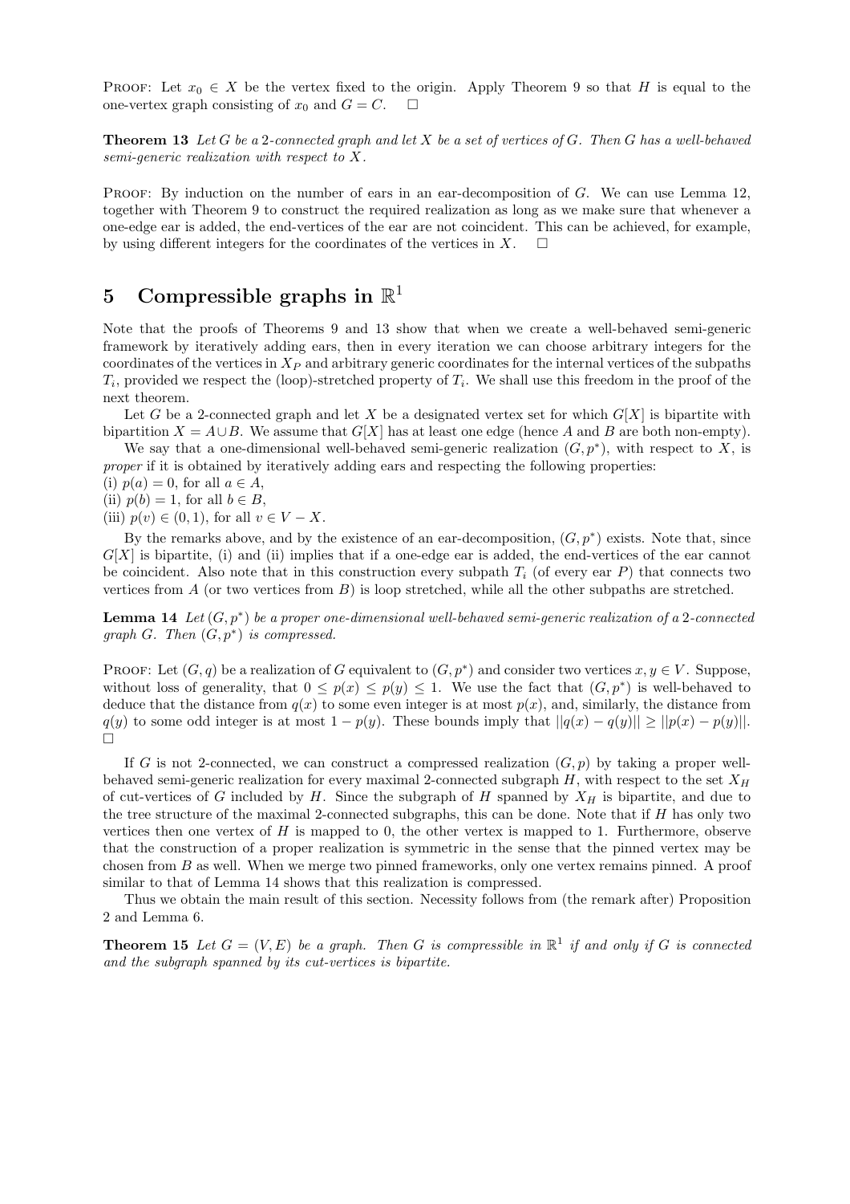PROOF: Let $x_0 \in X$ be the vertex fixed to the origin. Apply Theorem 9 so that $H$ is equal to the one-vertex graph consisting of $x_0$ and $G = C$. $\Box$

**Theorem 13** *Let $G$ be a 2-connected graph and let $X$ be a set of vertices of $G$. Then $G$ has a well-behaved semi-generic realization with respect to $X$.*

PROOF: By induction on the number of ears in an ear-decomposition of $G$. We can use Lemma 12, together with Theorem 9 to construct the required realization as long as we make sure that whenever a one-edge ear is added, the end-vertices of the ear are not coincident. This can be achieved, for example, by using different integers for the coordinates of the vertices in $X$. $\Box$

## 5 Compressible graphs in $\mathbb{R}^1$

Note that the proofs of Theorems 9 and 13 show that when we create a well-behaved semi-generic framework by iteratively adding ears, then in every iteration we can choose arbitrary integers for the coordinates of the vertices in $X_P$ and arbitrary generic coordinates for the internal vertices of the subpaths $T_i$, provided we respect the (loop)-stretched property of $T_i$. We shall use this freedom in the proof of the next theorem.

Let $G$ be a 2-connected graph and let $X$ be a designated vertex set for which $G[X]$ is bipartite with bipartition $X = A \cup B$. We assume that $G[X]$ has at least one edge (hence $A$ and $B$ are both non-empty).

We say that a one-dimensional well-behaved semi-generic realization $(G, p^*)$, with respect to $X$, is *proper* if it is obtained by iteratively adding ears and respecting the following properties:
(i) $p(a) = 0$, for all $a \in A$,
(ii) $p(b) = 1$, for all $b \in B$,
(iii) $p(v) \in (0, 1)$, for all $v \in V - X$.

By the remarks above, and by the existence of an ear-decomposition, $(G, p^*)$ exists. Note that, since $G[X]$ is bipartite, (i) and (ii) implies that if a one-edge ear is added, the end-vertices of the ear cannot be coincident. Also note that in this construction every subpath $T_i$ (of every ear $P$) that connects two vertices from $A$ (or two vertices from $B$) is loop stretched, while all the other subpaths are stretched.

**Lemma 14** *Let $(G, p^*)$ be a proper one-dimensional well-behaved semi-generic realization of a 2-connected graph $G$. Then $(G, p^*)$ is compressed.*

PROOF: Let $(G, q)$ be a realization of $G$ equivalent to $(G, p^*)$ and consider two vertices $x, y \in V$. Suppose, without loss of generality, that $0 \leq p(x) \leq p(y) \leq 1$. We use the fact that $(G, p^*)$ is well-behaved to deduce that the distance from $q(x)$ to some even integer is at most $p(x)$, and, similarly, the distance from $q(y)$ to some odd integer is at most $1 - p(y)$. These bounds imply that $||q(x) - q(y)|| \geq ||p(x) - p(y)||$. $\Box$

If $G$ is not 2-connected, we can construct a compressed realization $(G, p)$ by taking a proper well-behaved semi-generic realization for every maximal 2-connected subgraph $H$, with respect to the set $X_H$ of cut-vertices of $G$ included by $H$. Since the subgraph of $H$ spanned by $X_H$ is bipartite, and due to the tree structure of the maximal 2-connected subgraphs, this can be done. Note that if $H$ has only two vertices then one vertex of $H$ is mapped to 0, the other vertex is mapped to 1. Furthermore, observe that the construction of a proper realization is symmetric in the sense that the pinned vertex may be chosen from $B$ as well. When we merge two pinned frameworks, only one vertex remains pinned. A proof similar to that of Lemma 14 shows that this realization is compressed.

Thus we obtain the main result of this section. Necessity follows from (the remark after) Proposition 2 and Lemma 6.

**Theorem 15** *Let $G = (V, E)$ be a graph. Then $G$ is compressible in $\mathbb{R}^1$ if and only if $G$ is connected and the subgraph spanned by its cut-vertices is bipartite.*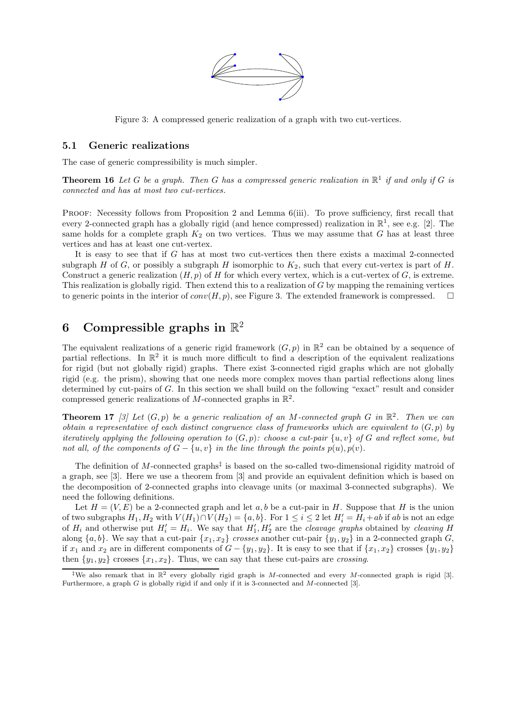Figure 3: A compressed generic realization of a graph with two cut-vertices.

### 5.1 Generic realizations

The case of generic compressibility is much simpler.

**Theorem 16** *Let $G$ be a graph. Then $G$ has a compressed generic realization in $\mathbb{R}^1$ if and only if $G$ is connected and has at most two cut-vertices.*

Proof: Necessity follows from Proposition 2 and Lemma 6(iii). To prove sufficiency, first recall that every 2-connected graph has a globally rigid (and hence compressed) realization in $\mathbb{R}^1$, see e.g. [2]. The same holds for a complete graph $K_2$ on two vertices. Thus we may assume that $G$ has at least three vertices and has at least one cut-vertex.

It is easy to see that if $G$ has at most two cut-vertices then there exists a maximal 2-connected subgraph $H$ of $G$, or possibly a subgraph $H$ isomorphic to $K_2$, such that every cut-vertex is part of $H$. Construct a generic realization $(H, p)$ of $H$ for which every vertex, which is a cut-vertex of $G$, is extreme. This realization is globally rigid. Then extend this to a realization of $G$ by mapping the remaining vertices to generic points in the interior of $conv(H, p)$, see Figure 3. The extended framework is compressed. $\square$

## 6 Compressible graphs in $\mathbb{R}^2$

The equivalent realizations of a generic rigid framework $(G, p)$ in $\mathbb{R}^2$ can be obtained by a sequence of partial reflections. In $\mathbb{R}^2$ it is much more difficult to find a description of the equivalent realizations for rigid (but not globally rigid) graphs. There exist 3-connected rigid graphs which are not globally rigid (e.g. the prism), showing that one needs more complex moves than partial reflections along lines determined by cut-pairs of $G$. In this section we shall build on the following "exact" result and consider compressed generic realizations of $M$-connected graphs in $\mathbb{R}^2$.

**Theorem 17** *[3] Let $(G, p)$ be a generic realization of an $M$-connected graph $G$ in $\mathbb{R}^2$. Then we can obtain a representative of each distinct congruence class of frameworks which are equivalent to $(G, p)$ by iteratively applying the following operation to $(G, p)$: choose a cut-pair $\{u, v\}$ of $G$ and reflect some, but not all, of the components of $G - \{u, v\}$ in the line through the points $p(u), p(v)$.*

The definition of $M$-connected graphs[‡] is based on the so-called two-dimensional rigidity matroid of a graph, see [3]. Here we use a theorem from [3] and provide an equivalent definition which is based on the decomposition of 2-connected graphs into cleavage units (or maximal 3-connected subgraphs). We need the following definitions.

Let $H = (V, E)$ be a 2-connected graph and let $a, b$ be a cut-pair in $H$. Suppose that $H$ is the union of two subgraphs $H_1, H_2$ with $V(H_1) \cap V(H_2) = \{a, b\}$. For $1 \leq i \leq 2$ let $H'_i = H_i + ab$ if $ab$ is not an edge of $H_i$ and otherwise put $H'_i = H_i$. We say that $H'_1, H'_2$ are the *cleavage graphs* obtained by *cleaving* $H$ along $\{a, b\}$. We say that a cut-pair $\{x_1, x_2\}$ *crosses* another cut-pair $\{y_1, y_2\}$ in a 2-connected graph $G$, if $x_1$ and $x_2$ are in different components of $G - \{y_1, y_2\}$. It is easy to see that if $\{x_1, x_2\}$ crosses $\{y_1, y_2\}$ then $\{y_1, y_2\}$ crosses $\{x_1, x_2\}$. Thus, we can say that these cut-pairs are *crossing*.

[‡]We also remark that in $\mathbb{R}^2$ every globally rigid graph is $M$-connected and every $M$-connected graph is rigid [3]. Furthermore, a graph $G$ is globally rigid if and only if it is 3-connected and $M$-connected [3].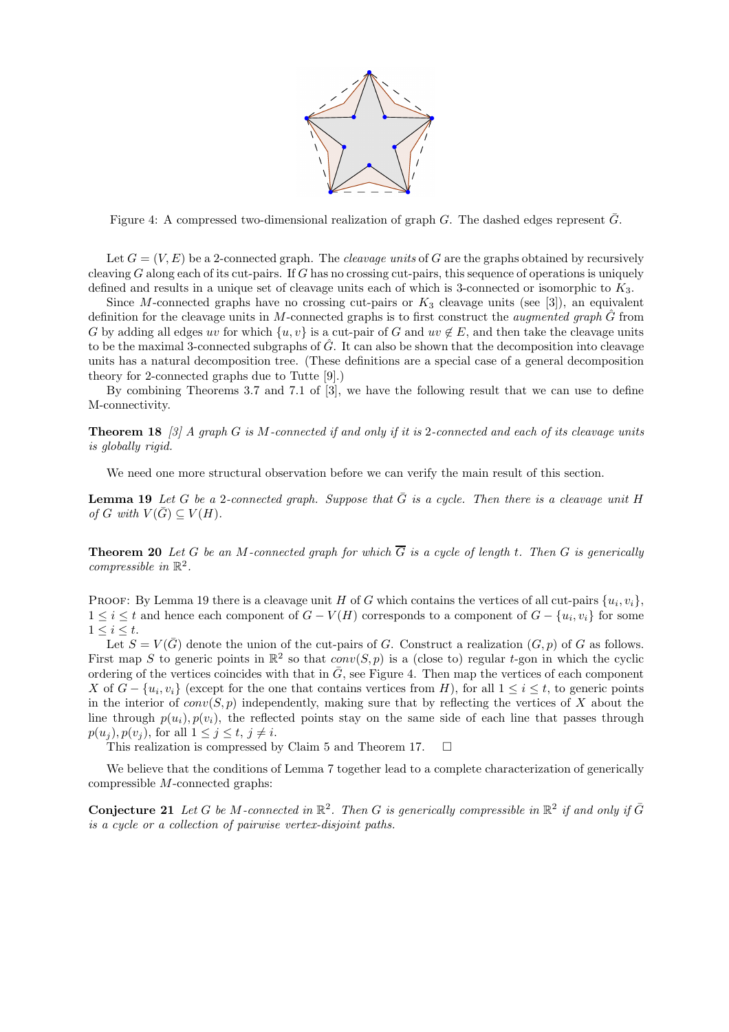Figure 4: A compressed two-dimensional realization of graph $G$. The dashed edges represent $\bar{G}$.

Let $G = (V, E)$ be a 2-connected graph. The *cleavage units* of $G$ are the graphs obtained by recursively cleaving $G$ along each of its cut-pairs. If $G$ has no crossing cut-pairs, this sequence of operations is uniquely defined and results in a unique set of cleavage units each of which is 3-connected or isomorphic to $K_3$.

Since $M$-connected graphs have no crossing cut-pairs or $K_3$ cleavage units (see [3]), an equivalent definition for the cleavage units in $M$-connected graphs is to first construct the *augmented graph* $\hat{G}$ from $G$ by adding all edges $uv$ for which $\{u, v\}$ is a cut-pair of $G$ and $uv \notin E$, and then take the cleavage units to be the maximal 3-connected subgraphs of $\hat{G}$. It can also be shown that the decomposition into cleavage units has a natural decomposition tree. (These definitions are a special case of a general decomposition theory for 2-connected graphs due to Tutte [9].)

By combining Theorems 3.7 and 7.1 of [3], we have the following result that we can use to define M-connectivity.

**Theorem 18** *[3] A graph $G$ is $M$-connected if and only if it is 2-connected and each of its cleavage units is globally rigid.*

We need one more structural observation before we can verify the main result of this section.

**Lemma 19** *Let $G$ be a 2-connected graph. Suppose that $\bar{G}$ is a cycle. Then there is a cleavage unit $H$ of $G$ with $V(\bar{G}) \subseteq V(H)$.*

**Theorem 20** *Let $G$ be an $M$-connected graph for which $\overline{G}$ is a cycle of length $t$. Then $G$ is generically compressible in $\mathbb{R}^2$.*

PROOF: By Lemma 19 there is a cleavage unit $H$ of $G$ which contains the vertices of all cut-pairs $\{u_i, v_i\}$, $1 \leq i \leq t$ and hence each component of $G - V(H)$ corresponds to a component of $G - \{u_i, v_i\}$ for some $1 \leq i \leq t$.

Let $S = V(\bar{G})$ denote the union of the cut-pairs of $G$. Construct a realization $(G, p)$ of $G$ as follows. First map $S$ to generic points in $\mathbb{R}^2$ so that $conv(S, p)$ is a (close to) regular $t$-gon in which the cyclic ordering of the vertices coincides with that in $\bar{G}$, see Figure 4. Then map the vertices of each component $X$ of $G - \{u_i, v_i\}$ (except for the one that contains vertices from $H$), for all $1 \leq i \leq t$, to generic points in the interior of $conv(S, p)$ independently, making sure that by reflecting the vertices of $X$ about the line through $p(u_i), p(v_i)$, the reflected points stay on the same side of each line that passes through $p(u_j), p(v_j)$, for all $1 \leq j \leq t$, $j \neq i$.

This realization is compressed by Claim 5 and Theorem 17. □

We believe that the conditions of Lemma 7 together lead to a complete characterization of generically compressible $M$-connected graphs:

**Conjecture 21** *Let $G$ be $M$-connected in $\mathbb{R}^2$. Then $G$ is generically compressible in $\mathbb{R}^2$ if and only if $\bar{G}$ is a cycle or a collection of pairwise vertex-disjoint paths.*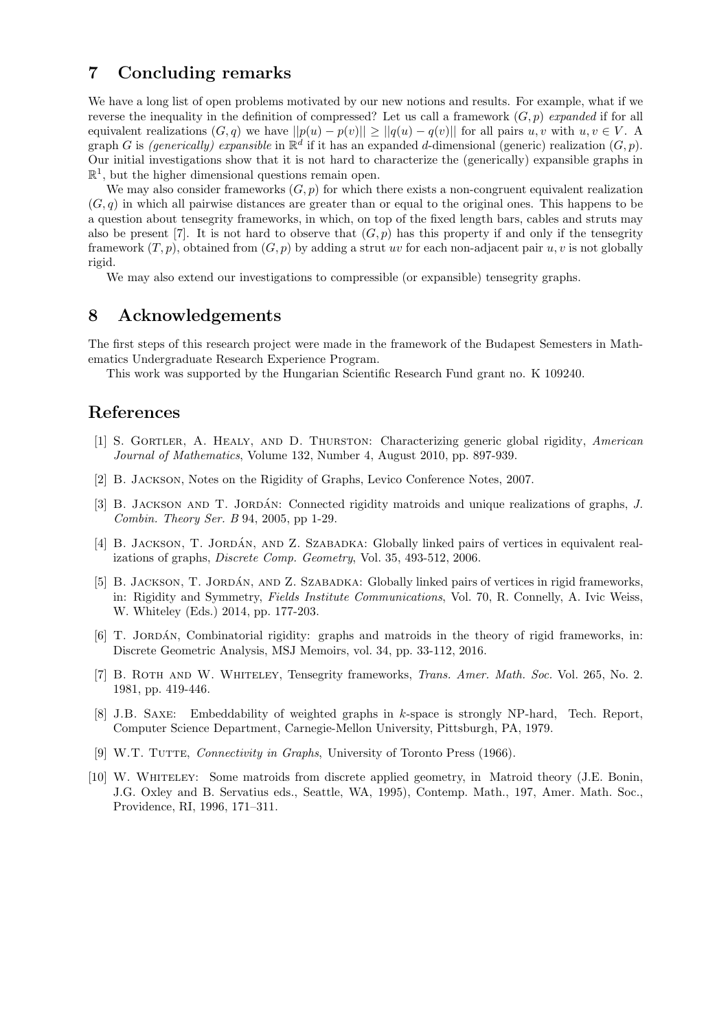## 7 Concluding remarks

We have a long list of open problems motivated by our new notions and results. For example, what if we reverse the inequality in the definition of compressed? Let us call a framework $(G, p)$ *expanded* if for all equivalent realizations $(G, q)$ we have $||p(u) - p(v)|| \geq ||q(u) - q(v)||$ for all pairs $u, v$ with $u, v \in V$. A graph $G$ is *(generically) expansible* in $\mathbb{R}^d$ if it has an expanded $d$-dimensional (generic) realization $(G, p)$. Our initial investigations show that it is not hard to characterize the (generically) expansible graphs in $\mathbb{R}^1$, but the higher dimensional questions remain open.

We may also consider frameworks $(G, p)$ for which there exists a non-congruent equivalent realization $(G, q)$ in which all pairwise distances are greater than or equal to the original ones. This happens to be a question about tensegrity frameworks, in which, on top of the fixed length bars, cables and struts may also be present [7]. It is not hard to observe that $(G, p)$ has this property if and only if the tensegrity framework $(T, p)$, obtained from $(G, p)$ by adding a strut $uv$ for each non-adjacent pair $u, v$ is not globally rigid.

We may also extend our investigations to compressible (or expansible) tensegrity graphs.

## 8 Acknowledgements

The first steps of this research project were made in the framework of the Budapest Semesters in Mathematics Undergraduate Research Experience Program.

This work was supported by the Hungarian Scientific Research Fund grant no. K 109240.

## References

[1] S. Gortler, A. Healy, and D. Thurston: Characterizing generic global rigidity, *American Journal of Mathematics*, Volume 132, Number 4, August 2010, pp. 897-939.

[2] B. Jackson, Notes on the Rigidity of Graphs, Levico Conference Notes, 2007.

[3] B. Jackson and T. Jordán: Connected rigidity matroids and unique realizations of graphs, *J. Combin. Theory Ser. B* 94, 2005, pp 1-29.

[4] B. Jackson, T. Jordán, and Z. Szabadka: Globally linked pairs of vertices in equivalent realizations of graphs, *Discrete Comp. Geometry*, Vol. 35, 493-512, 2006.

[5] B. Jackson, T. Jordán, and Z. Szabadka: Globally linked pairs of vertices in rigid frameworks, in: Rigidity and Symmetry, *Fields Institute Communications*, Vol. 70, R. Connelly, A. Ivic Weiss, W. Whiteley (Eds.) 2014, pp. 177-203.

[6] T. Jordán, Combinatorial rigidity: graphs and matroids in the theory of rigid frameworks, in: Discrete Geometric Analysis, MSJ Memoirs, vol. 34, pp. 33-112, 2016.

[7] B. Roth and W. Whiteley, Tensegrity frameworks, *Trans. Amer. Math. Soc.* Vol. 265, No. 2. 1981, pp. 419-446.

[8] J.B. Saxe: Embeddability of weighted graphs in $k$-space is strongly NP-hard, Tech. Report, Computer Science Department, Carnegie-Mellon University, Pittsburgh, PA, 1979.

[9] W.T. Tutte, *Connectivity in Graphs*, University of Toronto Press (1966).

[10] W. Whiteley: Some matroids from discrete applied geometry, in Matroid theory (J.E. Bonin, J.G. Oxley and B. Servatius eds., Seattle, WA, 1995), Contemp. Math., 197, Amer. Math. Soc., Providence, RI, 1996, 171–311.